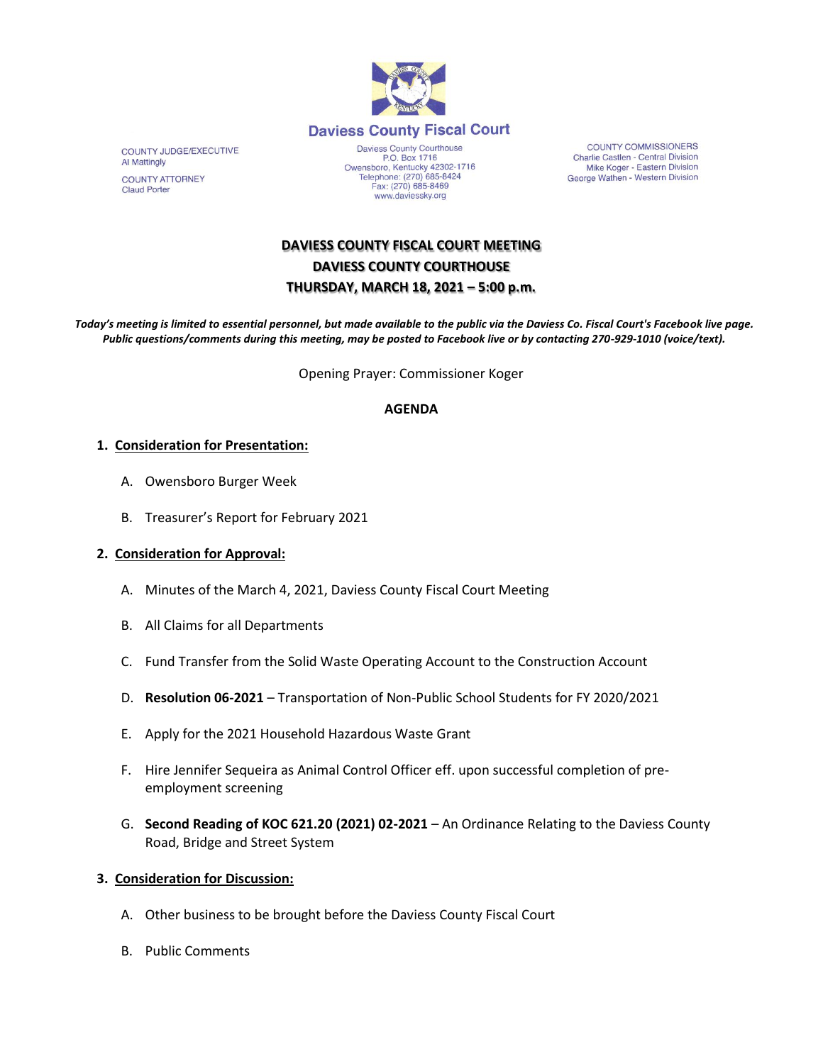# Daviess County Fiscal Court

COUNTY JUDGE/EXECUTIVE
Al Mattingly

COUNTY ATTORNEY
Claud Porter

Daviess County Courthouse
P.O. Box 1716
Owensboro, Kentucky 42302-1716
Telephone: (270) 685-8424
Fax: (270) 685-8469
www.daviessky.org

COUNTY COMMISSIONERS
Charlie Castlen - Central Division
Mike Koger - Eastern Division
George Wathen - Western Division

## DAVIESS COUNTY FISCAL COURT MEETING
## DAVIESS COUNTY COURTHOUSE
## THURSDAY, MARCH 18, 2021 – 5:00 p.m.

***Today's meeting is limited to essential personnel, but made available to the public via the Daviess Co. Fiscal Court's Facebook live page. Public questions/comments during this meeting, may be posted to Facebook live or by contacting 270-929-1010 (voice/text).***

Opening Prayer: Commissioner Koger

**AGENDA**

1. **Consideration for Presentation:**

   A. Owensboro Burger Week

   B. Treasurer's Report for February 2021

2. **Consideration for Approval:**

   A. Minutes of the March 4, 2021, Daviess County Fiscal Court Meeting

   B. All Claims for all Departments

   C. Fund Transfer from the Solid Waste Operating Account to the Construction Account

   D. **Resolution 06-2021** – Transportation of Non-Public School Students for FY 2020/2021

   E. Apply for the 2021 Household Hazardous Waste Grant

   F. Hire Jennifer Sequeira as Animal Control Officer eff. upon successful completion of pre-employment screening

   G. **Second Reading of KOC 621.20 (2021) 02-2021** – An Ordinance Relating to the Daviess County Road, Bridge and Street System

3. **Consideration for Discussion:**

   A. Other business to be brought before the Daviess County Fiscal Court

   B. Public Comments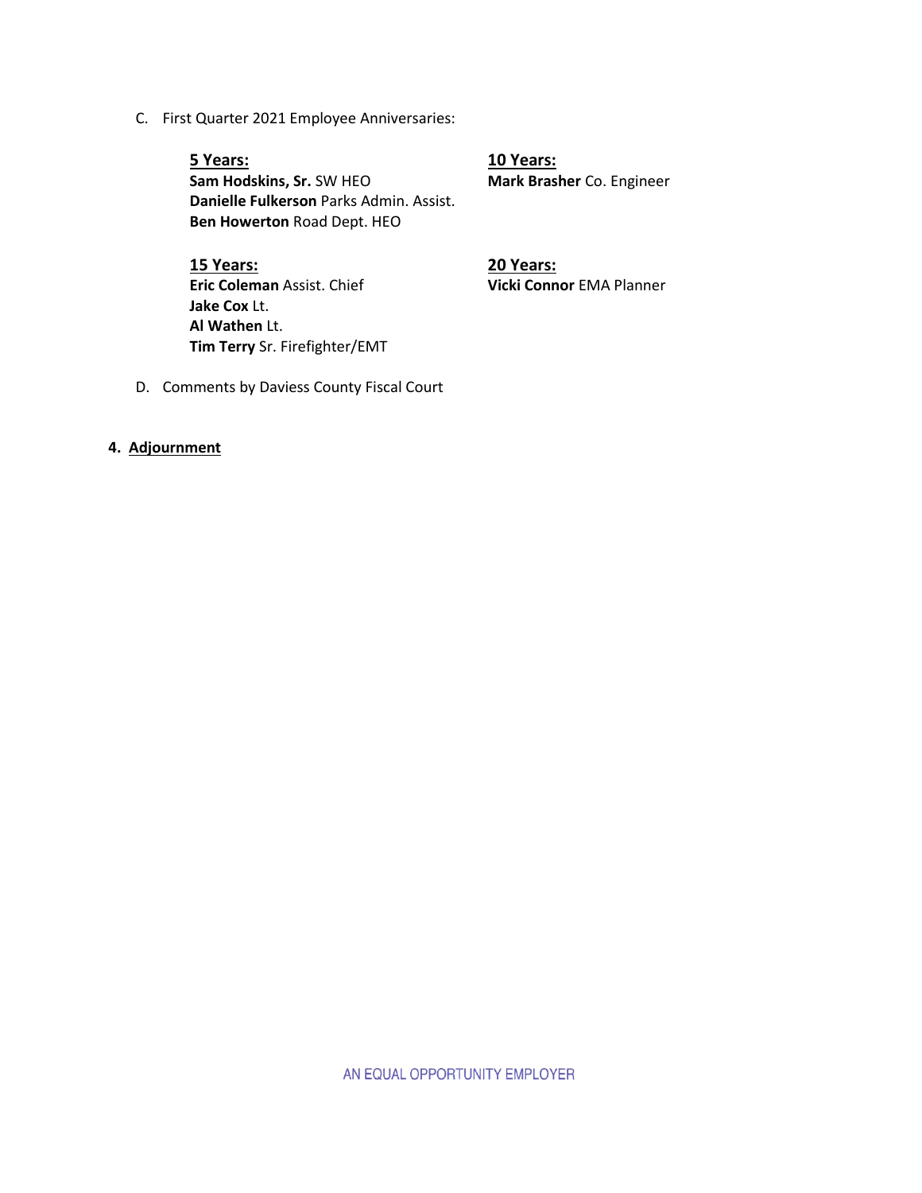C. First Quarter 2021 Employee Anniversaries:

**5 Years:**
**Sam Hodskins, Sr.** SW HEO
**Danielle Fulkerson** Parks Admin. Assist.
**Ben Howerton** Road Dept. HEO

**10 Years:**
**Mark Brasher** Co. Engineer

**15 Years:**
**Eric Coleman** Assist. Chief
**Jake Cox** Lt.
**Al Wathen** Lt.
**Tim Terry** Sr. Firefighter/EMT

**20 Years:**
**Vicki Connor** EMA Planner

D. Comments by Daviess County Fiscal Court

**4. Adjournment**

AN EQUAL OPPORTUNITY EMPLOYER